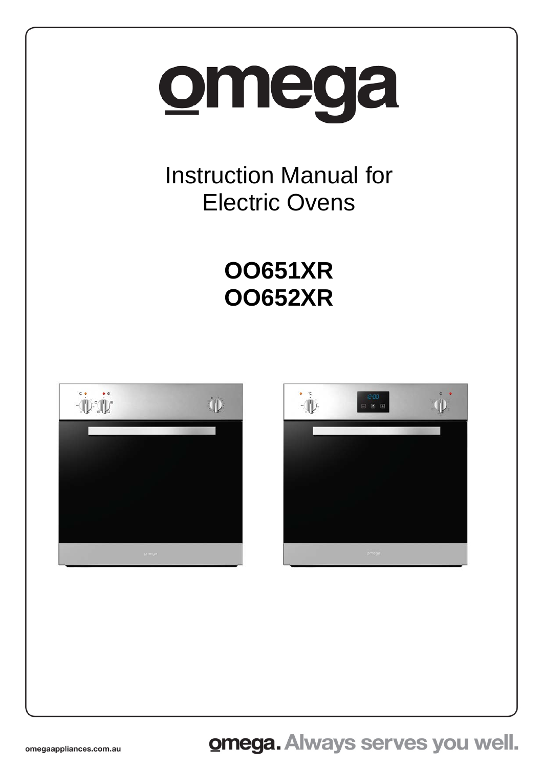# omega

## Instruction Manual for Electric Ovens

**OO651XR**
**OO652XR**

omegaappliances.com.au

**omega. Always serves you well.**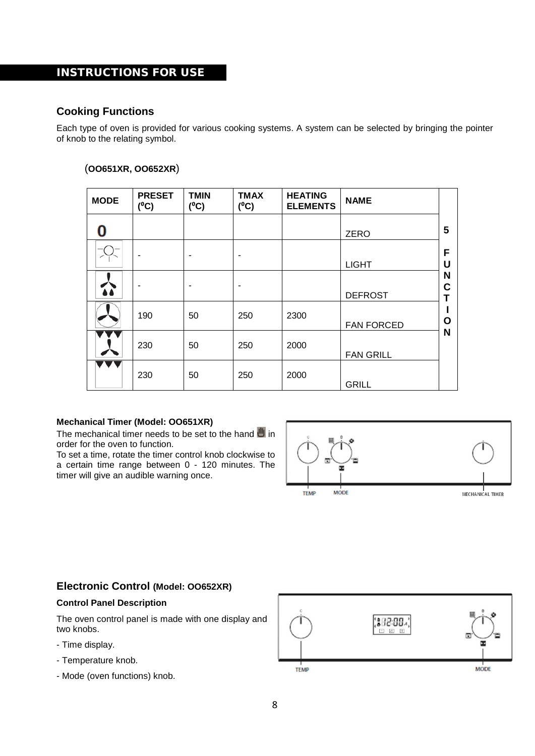## INSTRUCTIONS FOR USE

### Cooking Functions

Each type of oven is provided for various cooking systems. A system can be selected by bringing the pointer of knob to the relating symbol.

(**OO651XR, OO652XR**)

| MODE | PRESET (⁰C) | TMIN (⁰C) | TMAX (⁰C) | HEATING ELEMENTS | NAME | |
|---|---|---|---|---|---|---|
| 0 | | | | | ZERO | 5 FUNCTION |
| | - | - | - | | LIGHT | |
| | - | - | - | | DEFROST | |
| | 190 | 50 | 250 | 2300 | FAN FORCED | |
| | 230 | 50 | 250 | 2000 | FAN GRILL | |
| | 230 | 50 | 250 | 2000 | GRILL | |

**Mechanical Timer (Model: OO651XR)**

The mechanical timer needs to be set to the hand in order for the oven to function.

To set a time, rotate the timer control knob clockwise to a certain time range between 0 - 120 minutes. The timer will give an audible warning once.

TEMP MODE MECHANICAL TIMER

### Electronic Control (Model: OO652XR)

**Control Panel Description**

The oven control panel is made with one display and two knobs.

- Time display.
- Temperature knob.
- Mode (oven functions) knob.

TEMP MODE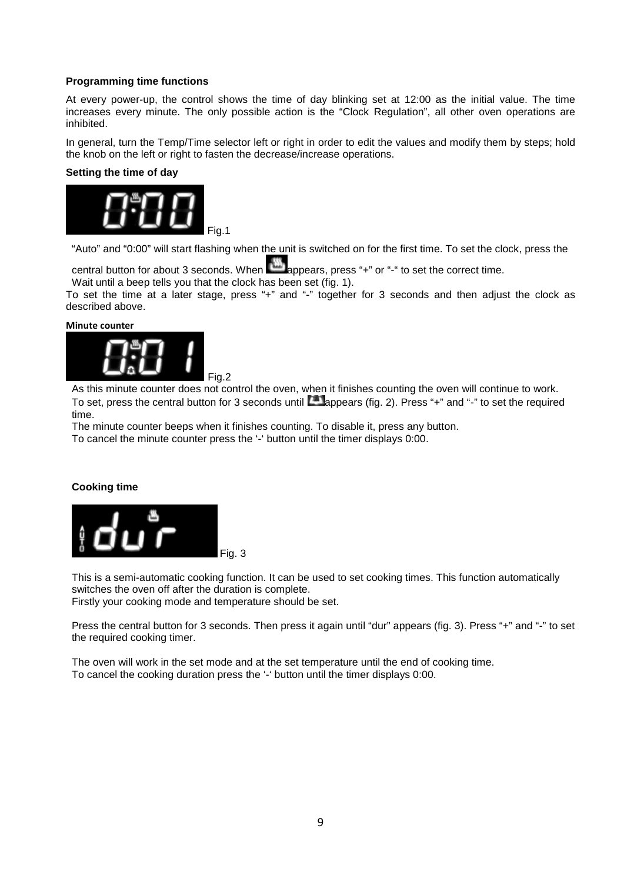**Programming time functions**

At every power-up, the control shows the time of day blinking set at 12:00 as the initial value. The time increases every minute. The only possible action is the "Clock Regulation", all other oven operations are inhibited.

In general, turn the Temp/Time selector left or right in order to edit the values and modify them by steps; hold the knob on the left or right to fasten the decrease/increase operations.

**Setting the time of day**

Fig.1

"Auto" and "0:00" will start flashing when the unit is switched on for the first time. To set the clock, press the central button for about 3 seconds. When appears, press "+" or "-" to set the correct time.
Wait until a beep tells you that the clock has been set (fig. 1).
To set the time at a later stage, press "+" and "-" together for 3 seconds and then adjust the clock as described above.

**Minute counter**

Fig.2

As this minute counter does not control the oven, when it finishes counting the oven will continue to work.
To set, press the central button for 3 seconds until appears (fig. 2). Press "+" and "-" to set the required time.
The minute counter beeps when it finishes counting. To disable it, press any button.
To cancel the minute counter press the '-' button until the timer displays 0:00.

**Cooking time**

Fig. 3

This is a semi-automatic cooking function. It can be used to set cooking times. This function automatically switches the oven off after the duration is complete.
Firstly your cooking mode and temperature should be set.

Press the central button for 3 seconds. Then press it again until "dur" appears (fig. 3). Press "+" and "-" to set the required cooking timer.

The oven will work in the set mode and at the set temperature until the end of cooking time.
To cancel the cooking duration press the '-' button until the timer displays 0:00.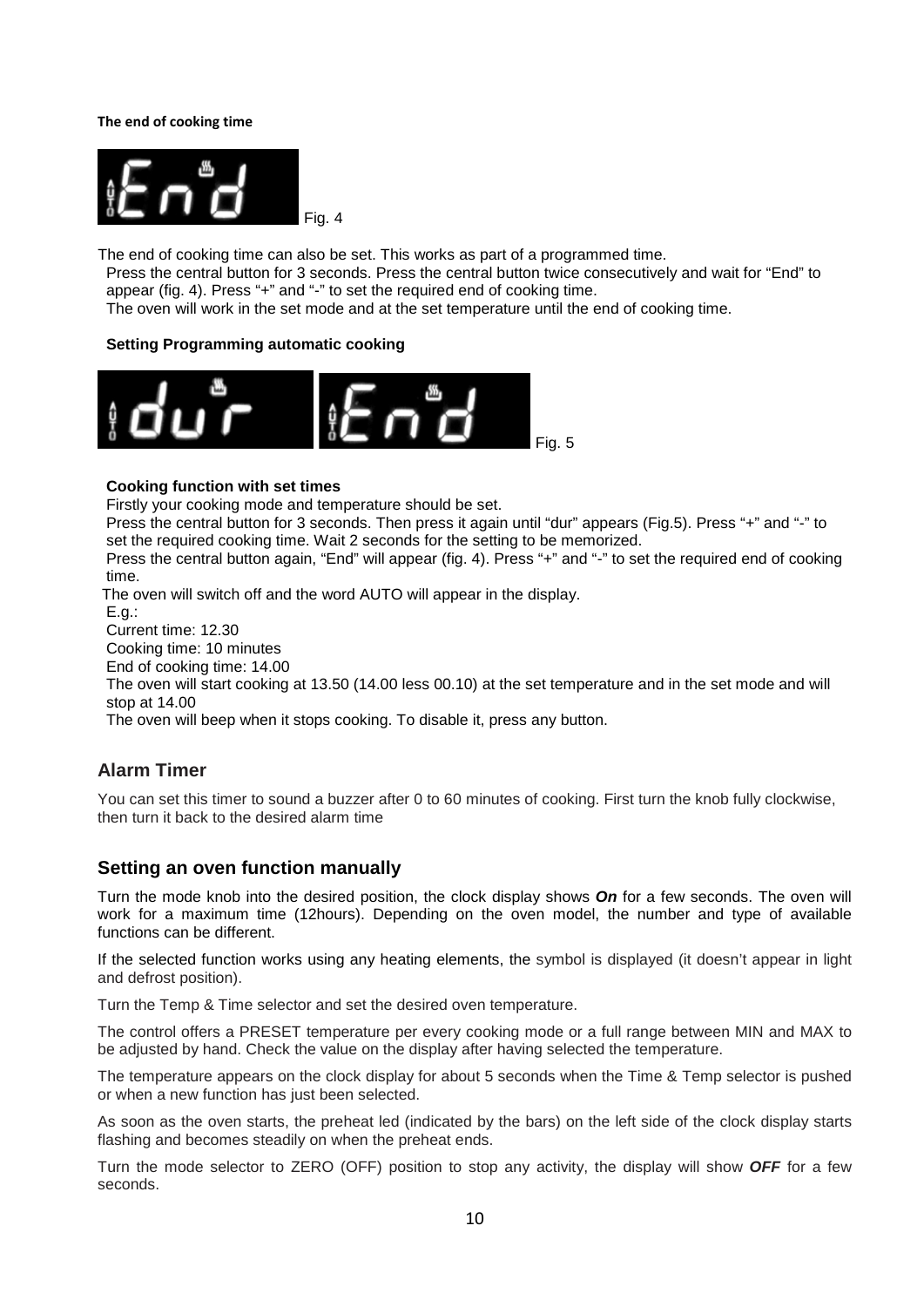**The end of cooking time**

Fig. 4

The end of cooking time can also be set. This works as part of a programmed time.

Press the central button for 3 seconds. Press the central button twice consecutively and wait for “End” to appear (fig. 4). Press “+” and “-” to set the required end of cooking time.

The oven will work in the set mode and at the set temperature until the end of cooking time.

**Setting Programming automatic cooking**

Fig. 5

**Cooking function with set times**

Firstly your cooking mode and temperature should be set.

Press the central button for 3 seconds. Then press it again until “dur” appears (Fig.5). Press “+” and “-” to set the required cooking time. Wait 2 seconds for the setting to be memorized.

Press the central button again, “End” will appear (fig. 4). Press “+” and “-” to set the required end of cooking time.

The oven will switch off and the word AUTO will appear in the display.

E.g.:

Current time: 12.30

Cooking time: 10 minutes

End of cooking time: 14.00

The oven will start cooking at 13.50 (14.00 less 00.10) at the set temperature and in the set mode and will stop at 14.00

The oven will beep when it stops cooking. To disable it, press any button.

## Alarm Timer

You can set this timer to sound a buzzer after 0 to 60 minutes of cooking. First turn the knob fully clockwise, then turn it back to the desired alarm time

## Setting an oven function manually

Turn the mode knob into the desired position, the clock display shows ***On*** for a few seconds. The oven will work for a maximum time (12hours). Depending on the oven model, the number and type of available functions can be different.

If the selected function works using any heating elements, the symbol is displayed (it doesn’t appear in light and defrost position).

Turn the Temp & Time selector and set the desired oven temperature.

The control offers a PRESET temperature per every cooking mode or a full range between MIN and MAX to be adjusted by hand. Check the value on the display after having selected the temperature.

The temperature appears on the clock display for about 5 seconds when the Time & Temp selector is pushed or when a new function has just been selected.

As soon as the oven starts, the preheat led (indicated by the bars) on the left side of the clock display starts flashing and becomes steadily on when the preheat ends.

Turn the mode selector to ZERO (OFF) position to stop any activity, the display will show ***OFF*** for a few seconds.